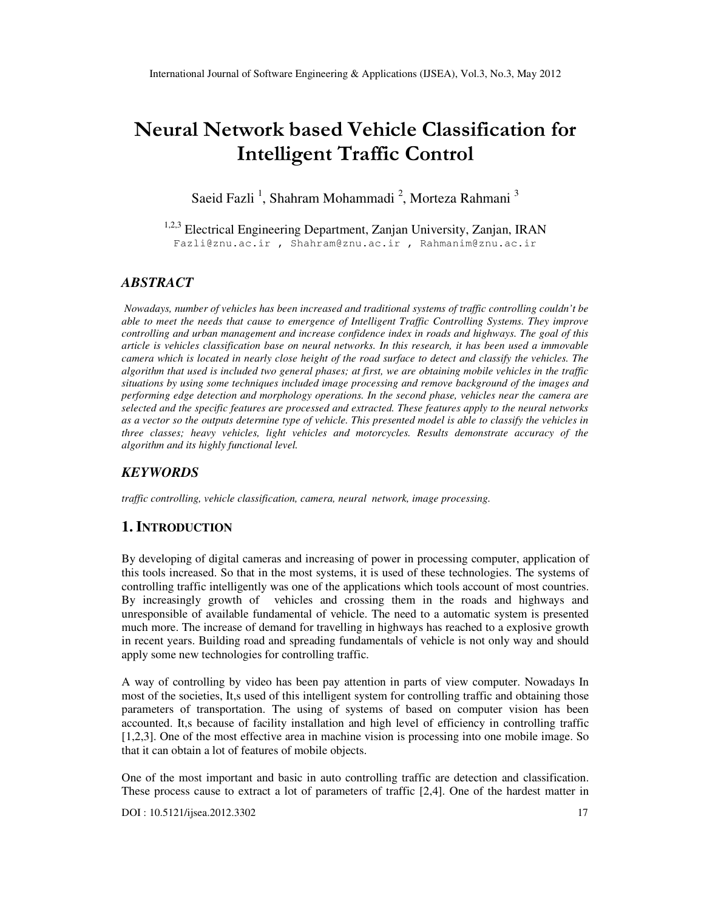# Neural Network based Vehicle Classification for Intelligent Traffic Control

Saeid Fazli [1], Shahram Mohammadi [2], Morteza Rahmani [3]

[1,2,3] Electrical Engineering Department, Zanjan University, Zanjan, IRAN
Fazli@znu.ac.ir , Shahram@znu.ac.ir , Rahmanim@znu.ac.ir

## ABSTRACT

*Nowadays, number of vehicles has been increased and traditional systems of traffic controlling couldn't be able to meet the needs that cause to emergence of Intelligent Traffic Controlling Systems. They improve controlling and urban management and increase confidence index in roads and highways. The goal of this article is vehicles classification base on neural networks. In this research, it has been used a immovable camera which is located in nearly close height of the road surface to detect and classify the vehicles. The algorithm that used is included two general phases; at first, we are obtaining mobile vehicles in the traffic situations by using some techniques included image processing and remove background of the images and performing edge detection and morphology operations. In the second phase, vehicles near the camera are selected and the specific features are processed and extracted. These features apply to the neural networks as a vector so the outputs determine type of vehicle. This presented model is able to classify the vehicles in three classes; heavy vehicles, light vehicles and motorcycles. Results demonstrate accuracy of the algorithm and its highly functional level.*

## KEYWORDS

*traffic controlling, vehicle classification, camera, neural network, image processing.*

## 1. INTRODUCTION

By developing of digital cameras and increasing of power in processing computer, application of this tools increased. So that in the most systems, it is used of these technologies. The systems of controlling traffic intelligently was one of the applications which tools account of most countries. By increasingly growth of vehicles and crossing them in the roads and highways and unresponsible of available fundamental of vehicle. The need to a automatic system is presented much more. The increase of demand for travelling in highways has reached to a explosive growth in recent years. Building road and spreading fundamentals of vehicle is not only way and should apply some new technologies for controlling traffic.

A way of controlling by video has been pay attention in parts of view computer. Nowadays In most of the societies, It,s used of this intelligent system for controlling traffic and obtaining those parameters of transportation. The using of systems of based on computer vision has been accounted. It,s because of facility installation and high level of efficiency in controlling traffic [1,2,3]. One of the most effective area in machine vision is processing into one mobile image. So that it can obtain a lot of features of mobile objects.

One of the most important and basic in auto controlling traffic are detection and classification. These process cause to extract a lot of parameters of traffic [2,4]. One of the hardest matter in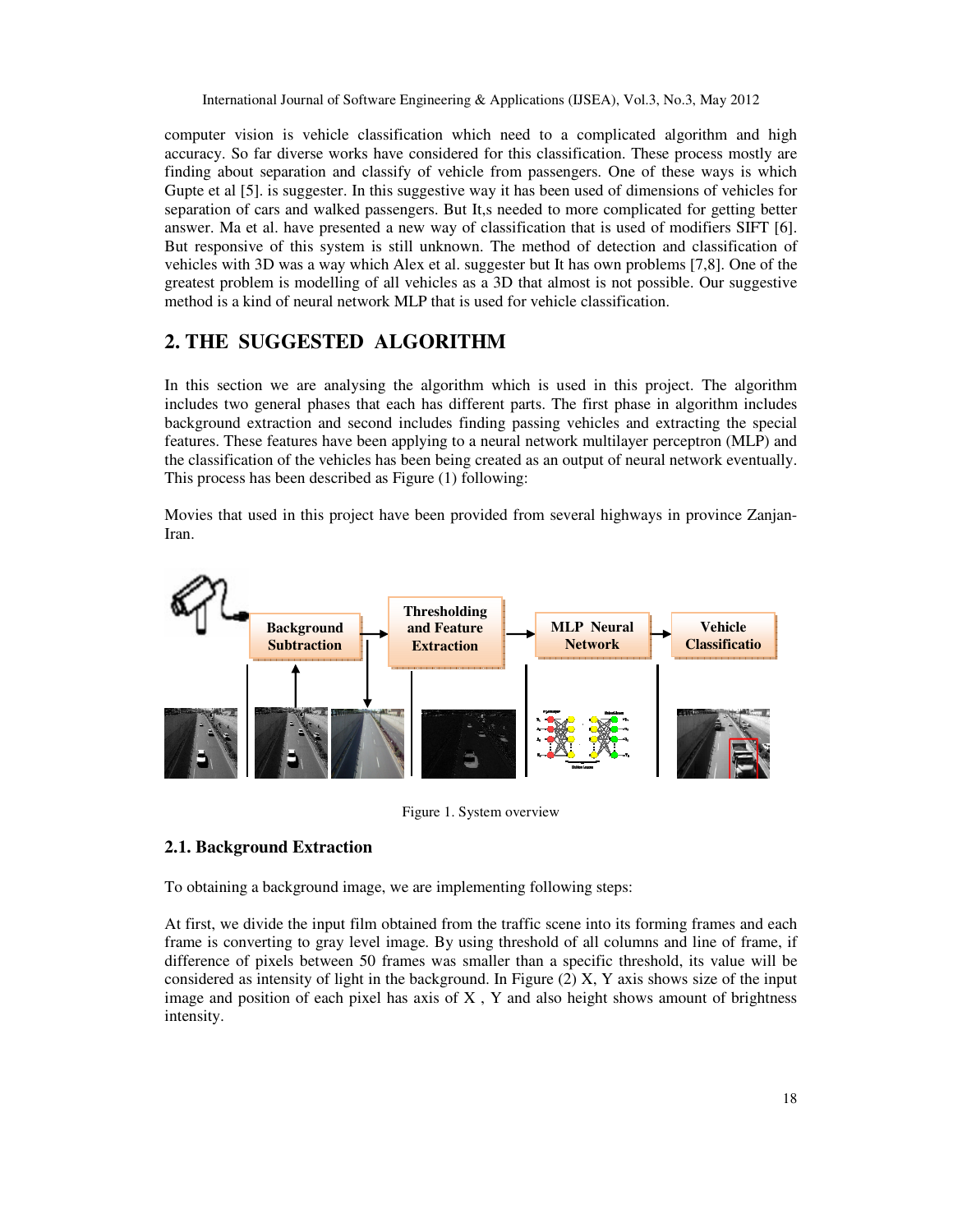computer vision is vehicle classification which need to a complicated algorithm and high accuracy. So far diverse works have considered for this classification. These process mostly are finding about separation and classify of vehicle from passengers. One of these ways is which Gupte et al [5]. is suggester. In this suggestive way it has been used of dimensions of vehicles for separation of cars and walked passengers. But It,s needed to more complicated for getting better answer. Ma et al. have presented a new way of classification that is used of modifiers SIFT [6]. But responsive of this system is still unknown. The method of detection and classification of vehicles with 3D was a way which Alex et al. suggester but It has own problems [7,8]. One of the greatest problem is modelling of all vehicles as a 3D that almost is not possible. Our suggestive method is a kind of neural network MLP that is used for vehicle classification.

## 2. THE SUGGESTED ALGORITHM

In this section we are analysing the algorithm which is used in this project. The algorithm includes two general phases that each has different parts. The first phase in algorithm includes background extraction and second includes finding passing vehicles and extracting the special features. These features have been applying to a neural network multilayer perceptron (MLP) and the classification of the vehicles has been being created as an output of neural network eventually. This process has been described as Figure (1) following:

Movies that used in this project have been provided from several highways in province Zanjan-Iran.

Figure 1. System overview

### 2.1. Background Extraction

To obtaining a background image, we are implementing following steps:

At first, we divide the input film obtained from the traffic scene into its forming frames and each frame is converting to gray level image. By using threshold of all columns and line of frame, if difference of pixels between 50 frames was smaller than a specific threshold, its value will be considered as intensity of light in the background. In Figure (2) X, Y axis shows size of the input image and position of each pixel has axis of X , Y and also height shows amount of brightness intensity.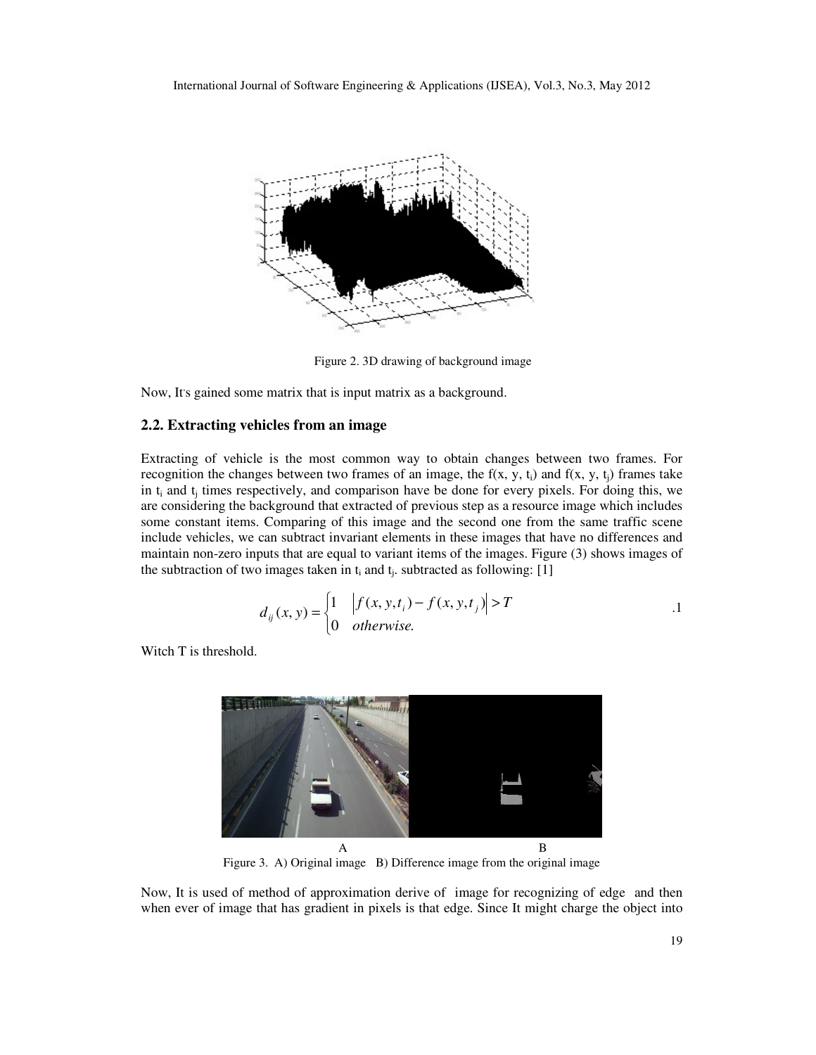Figure 2. 3D drawing of background image

Now, It's gained some matrix that is input matrix as a background.

## 2.2. Extracting vehicles from an image

Extracting of vehicle is the most common way to obtain changes between two frames. For recognition the changes between two frames of an image, the $f(x, y, t_i)$ and $f(x, y, t_j)$ frames take in $t_i$ and $t_j$ times respectively, and comparison have be done for every pixels. For doing this, we are considering the background that extracted of previous step as a resource image which includes some constant items. Comparing of this image and the second one from the same traffic scene include vehicles, we can subtract invariant elements in these images that have no differences and maintain non-zero inputs that are equal to variant items of the images. Figure (3) shows images of the subtraction of two images taken in $t_i$ and $t_j$. subtracted as following: [1]

$$d_{ij}(x, y) = \begin{cases} 1 & \left| f(x, y, t_i) - f(x, y, t_j) \right| > T \\ 0 & \textit{otherwise.} \end{cases} \qquad .1$$

Witch T is threshold.

A B

Figure 3. A) Original image B) Difference image from the original image

Now, It is used of method of approximation derive of image for recognizing of edge and then when ever of image that has gradient in pixels is that edge. Since It might charge the object into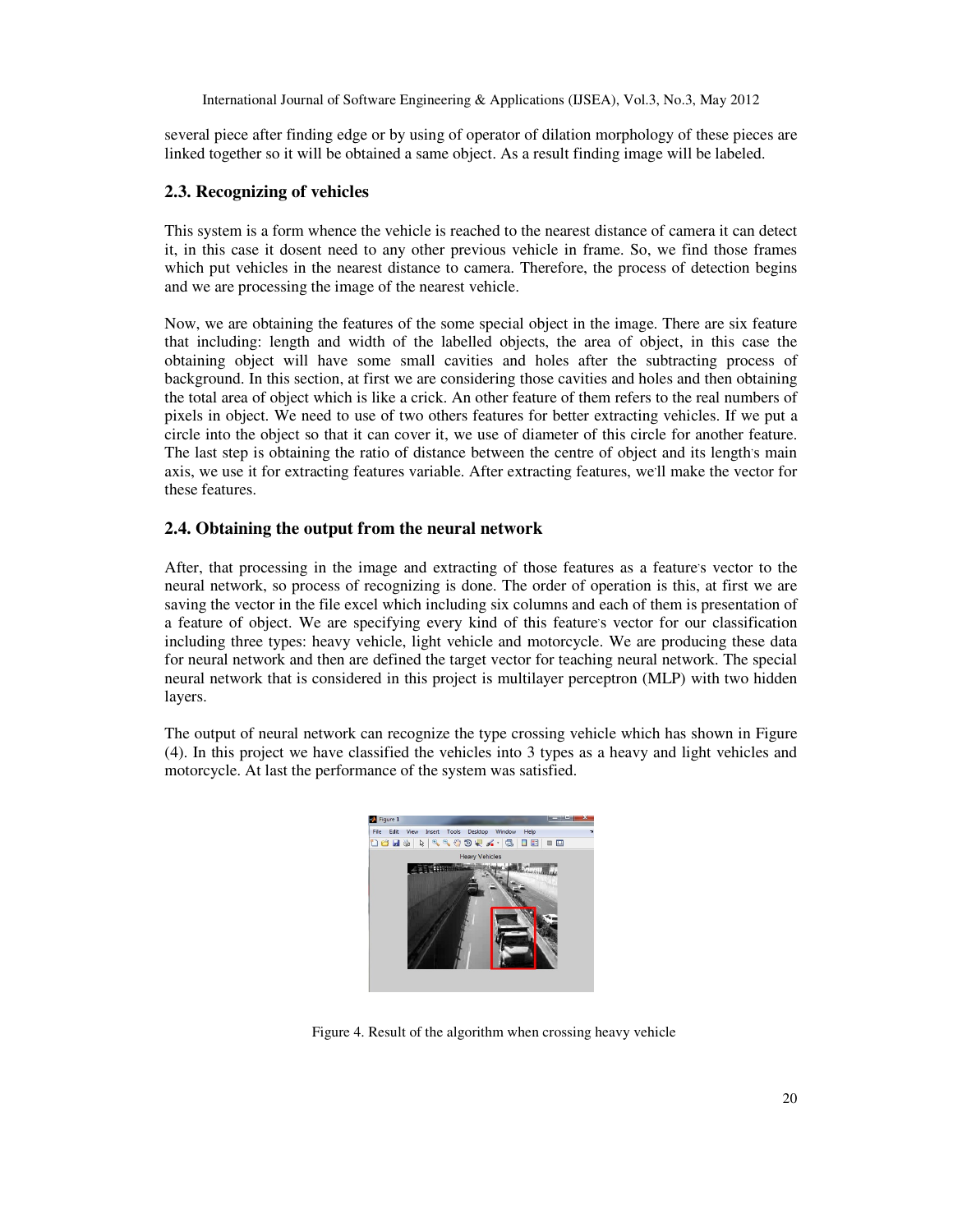several piece after finding edge or by using of operator of dilation morphology of these pieces are linked together so it will be obtained a same object. As a result finding image will be labeled.

### 2.3. Recognizing of vehicles

This system is a form whence the vehicle is reached to the nearest distance of camera it can detect it, in this case it dosent need to any other previous vehicle in frame. So, we find those frames which put vehicles in the nearest distance to camera. Therefore, the process of detection begins and we are processing the image of the nearest vehicle.

Now, we are obtaining the features of the some special object in the image. There are six feature that including: length and width of the labelled objects, the area of object, in this case the obtaining object will have some small cavities and holes after the subtracting process of background. In this section, at first we are considering those cavities and holes and then obtaining the total area of object which is like a crick. An other feature of them refers to the real numbers of pixels in object. We need to use of two others features for better extracting vehicles. If we put a circle into the object so that it can cover it, we use of diameter of this circle for another feature. The last step is obtaining the ratio of distance between the centre of object and its length's main axis, we use it for extracting features variable. After extracting features, we'll make the vector for these features.

### 2.4. Obtaining the output from the neural network

After, that processing in the image and extracting of those features as a feature's vector to the neural network, so process of recognizing is done. The order of operation is this, at first we are saving the vector in the file excel which including six columns and each of them is presentation of a feature of object. We are specifying every kind of this feature's vector for our classification including three types: heavy vehicle, light vehicle and motorcycle. We are producing these data for neural network and then are defined the target vector for teaching neural network. The special neural network that is considered in this project is multilayer perceptron (MLP) with two hidden layers.

The output of neural network can recognize the type crossing vehicle which has shown in Figure (4). In this project we have classified the vehicles into 3 types as a heavy and light vehicles and motorcycle. At last the performance of the system was satisfied.

Figure 4. Result of the algorithm when crossing heavy vehicle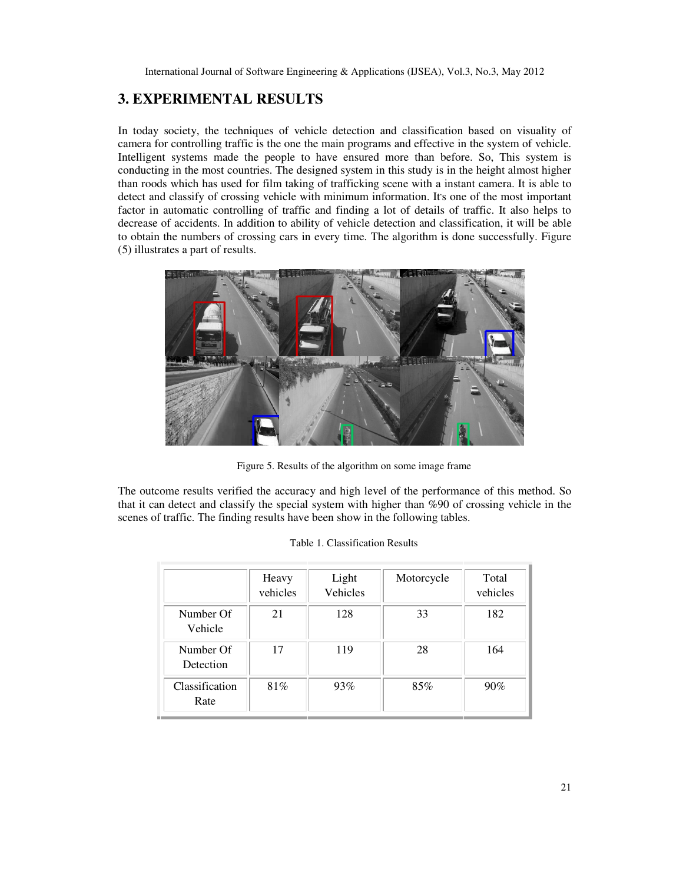## 3. EXPERIMENTAL RESULTS

In today society, the techniques of vehicle detection and classification based on visuality of camera for controlling traffic is the one the main programs and effective in the system of vehicle. Intelligent systems made the people to have ensured more than before. So, This system is conducting in the most countries. The designed system in this study is in the height almost higher than roods which has used for film taking of trafficking scene with a instant camera. It is able to detect and classify of crossing vehicle with minimum information. It's one of the most important factor in automatic controlling of traffic and finding a lot of details of traffic. It also helps to decrease of accidents. In addition to ability of vehicle detection and classification, it will be able to obtain the numbers of crossing cars in every time. The algorithm is done successfully. Figure (5) illustrates a part of results.

Figure 5. Results of the algorithm on some image frame

The outcome results verified the accuracy and high level of the performance of this method. So that it can detect and classify the special system with higher than %90 of crossing vehicle in the scenes of traffic. The finding results have been show in the following tables.

Table 1. Classification Results

| | Heavy vehicles | Light Vehicles | Motorcycle | Total vehicles |
|---|---|---|---|---|
| Number Of Vehicle | 21 | 128 | 33 | 182 |
| Number Of Detection | 17 | 119 | 28 | 164 |
| Classification Rate | 81% | 93% | 85% | 90% |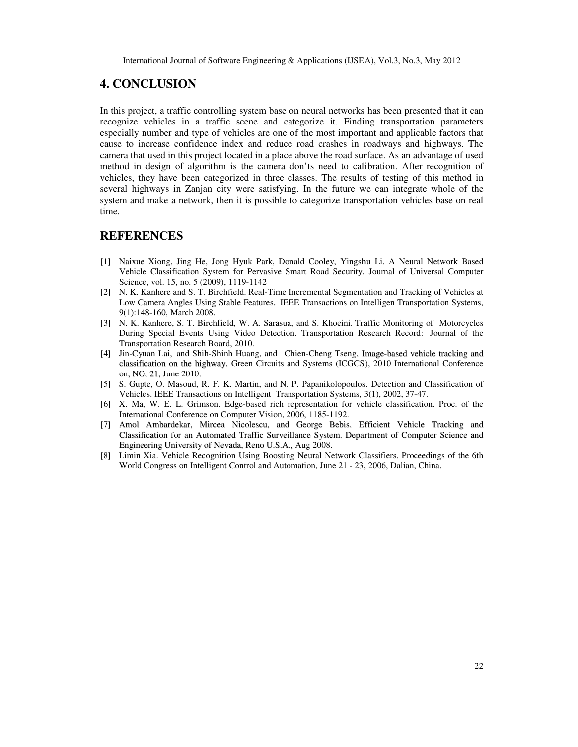## 4. CONCLUSION

In this project, a traffic controlling system base on neural networks has been presented that it can recognize vehicles in a traffic scene and categorize it. Finding transportation parameters especially number and type of vehicles are one of the most important and applicable factors that cause to increase confidence index and reduce road crashes in roadways and highways. The camera that used in this project located in a place above the road surface. As an advantage of used method in design of algorithm is the camera don'ts need to calibration. After recognition of vehicles, they have been categorized in three classes. The results of testing of this method in several highways in Zanjan city were satisfying. In the future we can integrate whole of the system and make a network, then it is possible to categorize transportation vehicles base on real time.

## REFERENCES

[1] Naixue Xiong, Jing He, Jong Hyuk Park, Donald Cooley, Yingshu Li. A Neural Network Based Vehicle Classification System for Pervasive Smart Road Security. Journal of Universal Computer Science, vol. 15, no. 5 (2009), 1119-1142

[2] N. K. Kanhere and S. T. Birchfield. Real-Time Incremental Segmentation and Tracking of Vehicles at Low Camera Angles Using Stable Features. IEEE Transactions on Intelligen Transportation Systems, 9(1):148-160, March 2008.

[3] N. K. Kanhere, S. T. Birchfield, W. A. Sarasua, and S. Khoeini. Traffic Monitoring of Motorcycles During Special Events Using Video Detection. Transportation Research Record: Journal of the Transportation Research Board, 2010.

[4] Jin-Cyuan Lai, and Shih-Shinh Huang, and Chien-Cheng Tseng. Image-based vehicle tracking and classification on the highway. Green Circuits and Systems (ICGCS), 2010 International Conference on, NO. 21, June 2010.

[5] S. Gupte, O. Masoud, R. F. K. Martin, and N. P. Papanikolopoulos. Detection and Classification of Vehicles. IEEE Transactions on Intelligent Transportation Systems, 3(1), 2002, 37-47.

[6] X. Ma, W. E. L. Grimson. Edge-based rich representation for vehicle classification. Proc. of the International Conference on Computer Vision, 2006, 1185-1192.

[7] Amol Ambardekar, Mircea Nicolescu, and George Bebis. Efficient Vehicle Tracking and Classification for an Automated Traffic Surveillance System. Department of Computer Science and Engineering University of Nevada, Reno U.S.A., Aug 2008.

[8] Limin Xia. Vehicle Recognition Using Boosting Neural Network Classifiers. Proceedings of the 6th World Congress on Intelligent Control and Automation, June 21 - 23, 2006, Dalian, China.